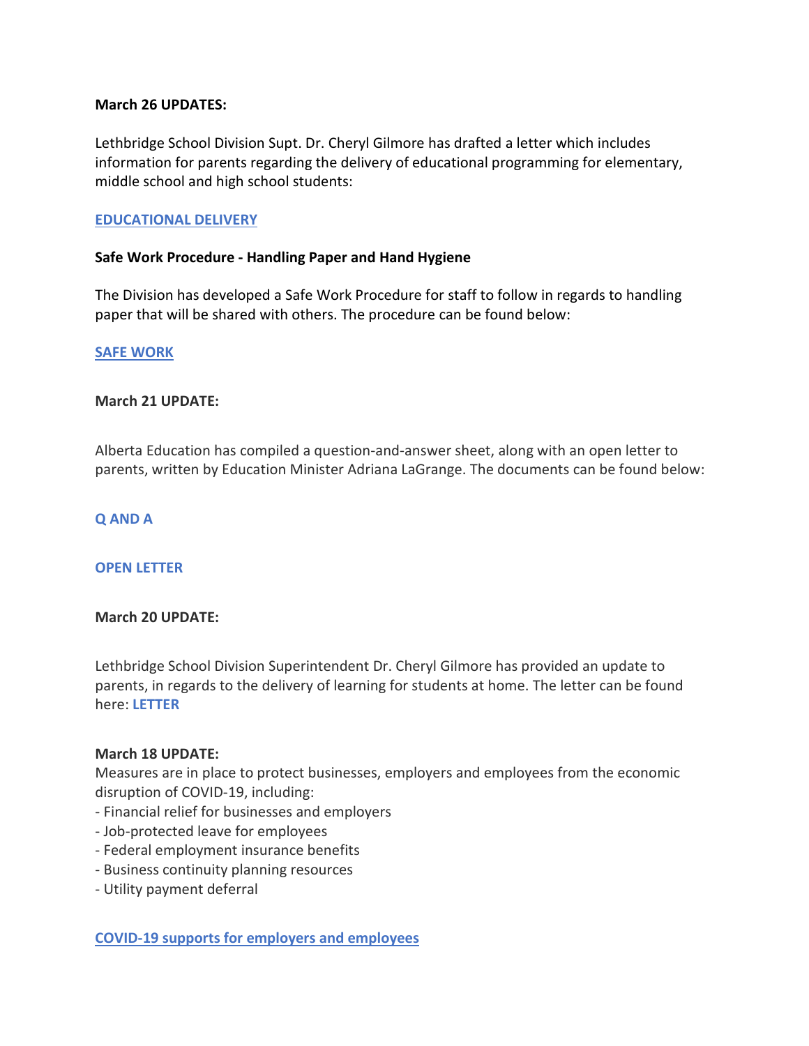**March 26 UPDATES:**

Lethbridge School Division Supt. Dr. Cheryl Gilmore has drafted a letter which includes information for parents regarding the delivery of educational programming for elementary, middle school and high school students:

**EDUCATIONAL DELIVERY**

**Safe Work Procedure - Handling Paper and Hand Hygiene**

The Division has developed a Safe Work Procedure for staff to follow in regards to handling paper that will be shared with others. The procedure can be found below:

**SAFE WORK**

**March 21 UPDATE:**

Alberta Education has compiled a question-and-answer sheet, along with an open letter to parents, written by Education Minister Adriana LaGrange. The documents can be found below:

**Q AND A**

**OPEN LETTER**

**March 20 UPDATE:**

Lethbridge School Division Superintendent Dr. Cheryl Gilmore has provided an update to parents, in regards to the delivery of learning for students at home. The letter can be found here: **LETTER**

**March 18 UPDATE:**
Measures are in place to protect businesses, employers and employees from the economic disruption of COVID-19, including:
- Financial relief for businesses and employers
- Job-protected leave for employees
- Federal employment insurance benefits
- Business continuity planning resources
- Utility payment deferral

**COVID-19 supports for employers and employees**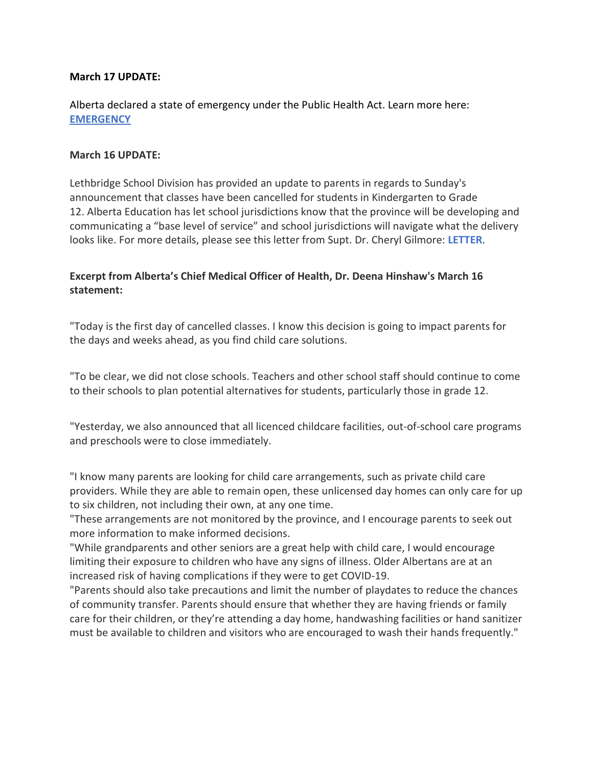**March 17 UPDATE:**

Alberta declared a state of emergency under the Public Health Act. Learn more here: **EMERGENCY**

**March 16 UPDATE:**

Lethbridge School Division has provided an update to parents in regards to Sunday's announcement that classes have been cancelled for students in Kindergarten to Grade 12. Alberta Education has let school jurisdictions know that the province will be developing and communicating a "base level of service" and school jurisdictions will navigate what the delivery looks like. For more details, please see this letter from Supt. Dr. Cheryl Gilmore: **LETTER**.

**Excerpt from Alberta's Chief Medical Officer of Health, Dr. Deena Hinshaw's March 16 statement:**

"Today is the first day of cancelled classes. I know this decision is going to impact parents for the days and weeks ahead, as you find child care solutions.

"To be clear, we did not close schools. Teachers and other school staff should continue to come to their schools to plan potential alternatives for students, particularly those in grade 12.

"Yesterday, we also announced that all licenced childcare facilities, out-of-school care programs and preschools were to close immediately.

"I know many parents are looking for child care arrangements, such as private child care providers. While they are able to remain open, these unlicensed day homes can only care for up to six children, not including their own, at any one time.

"These arrangements are not monitored by the province, and I encourage parents to seek out more information to make informed decisions.

"While grandparents and other seniors are a great help with child care, I would encourage limiting their exposure to children who have any signs of illness. Older Albertans are at an increased risk of having complications if they were to get COVID-19.

"Parents should also take precautions and limit the number of playdates to reduce the chances of community transfer. Parents should ensure that whether they are having friends or family care for their children, or they're attending a day home, handwashing facilities or hand sanitizer must be available to children and visitors who are encouraged to wash their hands frequently."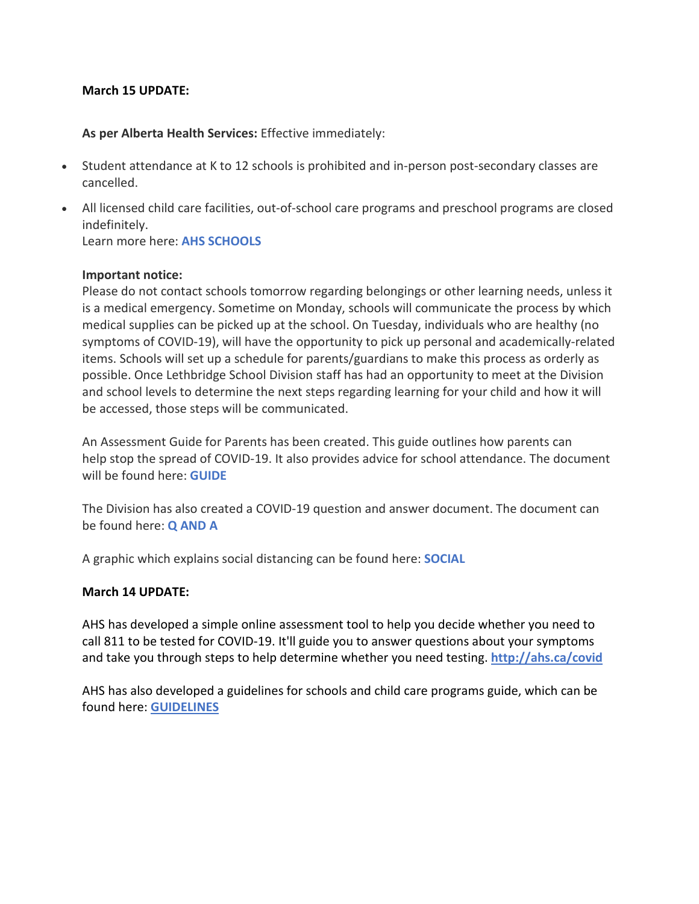**March 15 UPDATE:**

**As per Alberta Health Services:** Effective immediately:

- Student attendance at K to 12 schools is prohibited and in-person post-secondary classes are cancelled.
- All licensed child care facilities, out-of-school care programs and preschool programs are closed indefinitely.
  Learn more here: **AHS SCHOOLS**

**Important notice:**
Please do not contact schools tomorrow regarding belongings or other learning needs, unless it is a medical emergency. Sometime on Monday, schools will communicate the process by which medical supplies can be picked up at the school. On Tuesday, individuals who are healthy (no symptoms of COVID-19), will have the opportunity to pick up personal and academically-related items. Schools will set up a schedule for parents/guardians to make this process as orderly as possible. Once Lethbridge School Division staff has had an opportunity to meet at the Division and school levels to determine the next steps regarding learning for your child and how it will be accessed, those steps will be communicated.

An Assessment Guide for Parents has been created. This guide outlines how parents can help stop the spread of COVID-19. It also provides advice for school attendance. The document will be found here: **GUIDE**

The Division has also created a COVID-19 question and answer document. The document can be found here: **Q AND A**

A graphic which explains social distancing can be found here: **SOCIAL**

**March 14 UPDATE:**

AHS has developed a simple online assessment tool to help you decide whether you need to call 811 to be tested for COVID-19. It'll guide you to answer questions about your symptoms and take you through steps to help determine whether you need testing. **http://ahs.ca/covid**

AHS has also developed a guidelines for schools and child care programs guide, which can be found here: **GUIDELINES**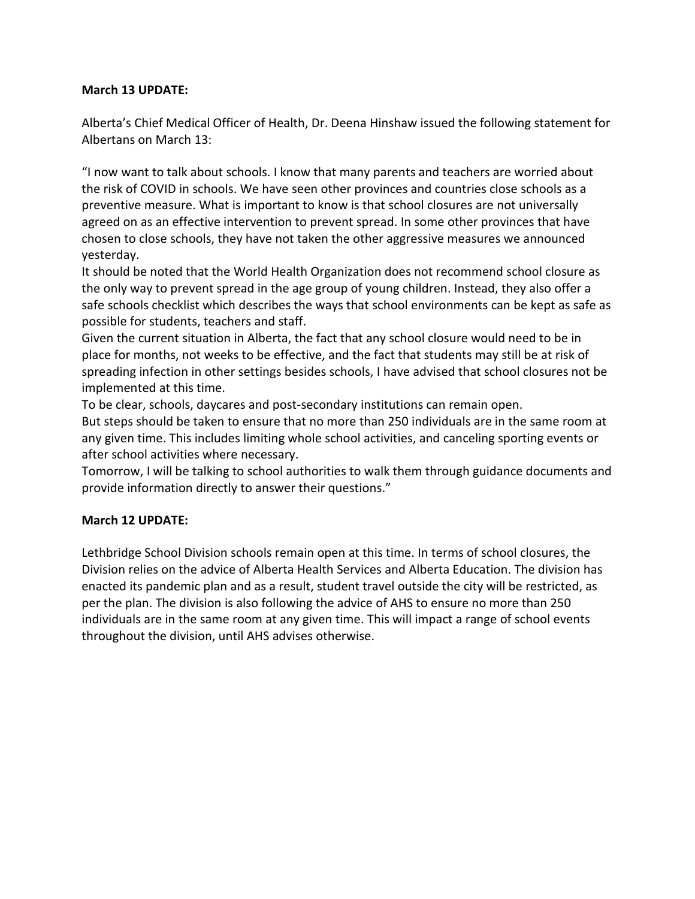**March 13 UPDATE:**

Alberta's Chief Medical Officer of Health, Dr. Deena Hinshaw issued the following statement for Albertans on March 13:

"I now want to talk about schools. I know that many parents and teachers are worried about the risk of COVID in schools. We have seen other provinces and countries close schools as a preventive measure. What is important to know is that school closures are not universally agreed on as an effective intervention to prevent spread. In some other provinces that have chosen to close schools, they have not taken the other aggressive measures we announced yesterday.

It should be noted that the World Health Organization does not recommend school closure as the only way to prevent spread in the age group of young children. Instead, they also offer a safe schools checklist which describes the ways that school environments can be kept as safe as possible for students, teachers and staff.

Given the current situation in Alberta, the fact that any school closure would need to be in place for months, not weeks to be effective, and the fact that students may still be at risk of spreading infection in other settings besides schools, I have advised that school closures not be implemented at this time.

To be clear, schools, daycares and post-secondary institutions can remain open.

But steps should be taken to ensure that no more than 250 individuals are in the same room at any given time. This includes limiting whole school activities, and canceling sporting events or after school activities where necessary.

Tomorrow, I will be talking to school authorities to walk them through guidance documents and provide information directly to answer their questions."

**March 12 UPDATE:**

Lethbridge School Division schools remain open at this time. In terms of school closures, the Division relies on the advice of Alberta Health Services and Alberta Education. The division has enacted its pandemic plan and as a result, student travel outside the city will be restricted, as per the plan. The division is also following the advice of AHS to ensure no more than 250 individuals are in the same room at any given time. This will impact a range of school events throughout the division, until AHS advises otherwise.